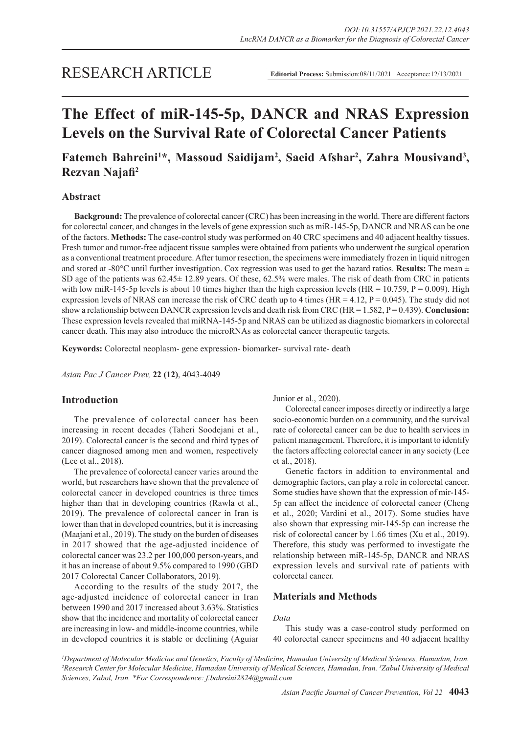RESEARCH ARTICLE

**Editorial Process:** Submission:08/11/2021 Acceptance:12/13/2021

# The Effect of miR-145-5p, DANCR and NRAS Expression Levels on the Survival Rate of Colorectal Cancer Patients

**Fatemeh Bahreini[1]*, Massoud Saidijam[2], Saeid Afshar[2], Zahra Mousivand[3], Rezvan Najafi[2]**

## Abstract

**Background:** The prevalence of colorectal cancer (CRC) has been increasing in the world. There are different factors for colorectal cancer, and changes in the levels of gene expression such as miR-145-5p, DANCR and NRAS can be one of the factors. **Methods:** The case-control study was performed on 40 CRC specimens and 40 adjacent healthy tissues. Fresh tumor and tumor-free adjacent tissue samples were obtained from patients who underwent the surgical operation as a conventional treatment procedure. After tumor resection, the specimens were immediately frozen in liquid nitrogen and stored at -80°C until further investigation. Cox regression was used to get the hazard ratios. **Results:** The mean ± SD age of the patients was 62.45± 12.89 years. Of these, 62.5% were males. The risk of death from CRC in patients with low miR-145-5p levels is about 10 times higher than the high expression levels (HR = 10.759, P = 0.009). High expression levels of NRAS can increase the risk of CRC death up to 4 times (HR = 4.12, P = 0.045). The study did not show a relationship between DANCR expression levels and death risk from CRC (HR = 1.582, P = 0.439). **Conclusion:** These expression levels revealed that miRNA-145-5p and NRAS can be utilized as diagnostic biomarkers in colorectal cancer death. This may also introduce the microRNAs as colorectal cancer therapeutic targets.

**Keywords:** Colorectal neoplasm- gene expression- biomarker- survival rate- death

*Asian Pac J Cancer Prev,* **22 (12)**, 4043-4049

## Introduction

The prevalence of colorectal cancer has been increasing in recent decades (Taheri Soodejani et al., 2019). Colorectal cancer is the second and third types of cancer diagnosed among men and women, respectively (Lee et al., 2018).

The prevalence of colorectal cancer varies around the world, but researchers have shown that the prevalence of colorectal cancer in developed countries is three times higher than that in developing countries (Rawla et al., 2019). The prevalence of colorectal cancer in Iran is lower than that in developed countries, but it is increasing (Maajani et al., 2019). The study on the burden of diseases in 2017 showed that the age-adjusted incidence of colorectal cancer was 23.2 per 100,000 person-years, and it has an increase of about 9.5% compared to 1990 (GBD 2017 Colorectal Cancer Collaborators, 2019).

According to the results of the study 2017, the age-adjusted incidence of colorectal cancer in Iran between 1990 and 2017 increased about 3.63%. Statistics show that the incidence and mortality of colorectal cancer are increasing in low- and middle-income countries, while in developed countries it is stable or declining (Aguiar Junior et al., 2020).

Colorectal cancer imposes directly or indirectly a large socio-economic burden on a community, and the survival rate of colorectal cancer can be due to health services in patient management. Therefore, it is important to identify the factors affecting colorectal cancer in any society (Lee et al., 2018).

Genetic factors in addition to environmental and demographic factors, can play a role in colorectal cancer. Some studies have shown that the expression of mir-145-5p can affect the incidence of colorectal cancer (Cheng et al., 2020; Vardini et al., 2017). Some studies have also shown that expressing mir-145-5p can increase the risk of colorectal cancer by 1.66 times (Xu et al., 2019). Therefore, this study was performed to investigate the relationship between miR-145-5p, DANCR and NRAS expression levels and survival rate of patients with colorectal cancer.

## Materials and Methods

*Data*

This study was a case-control study performed on 40 colorectal cancer specimens and 40 adjacent healthy

[1]Department of Molecular Medicine and Genetics, Faculty of Medicine, Hamadan University of Medical Sciences, Hamadan, Iran. [2]Research Center for Molecular Medicine, Hamadan University of Medical Sciences, Hamadan, Iran. [3]Zabul University of Medical Sciences, Zabol, Iran. *For Correspondence: f.bahreini2824@gmail.com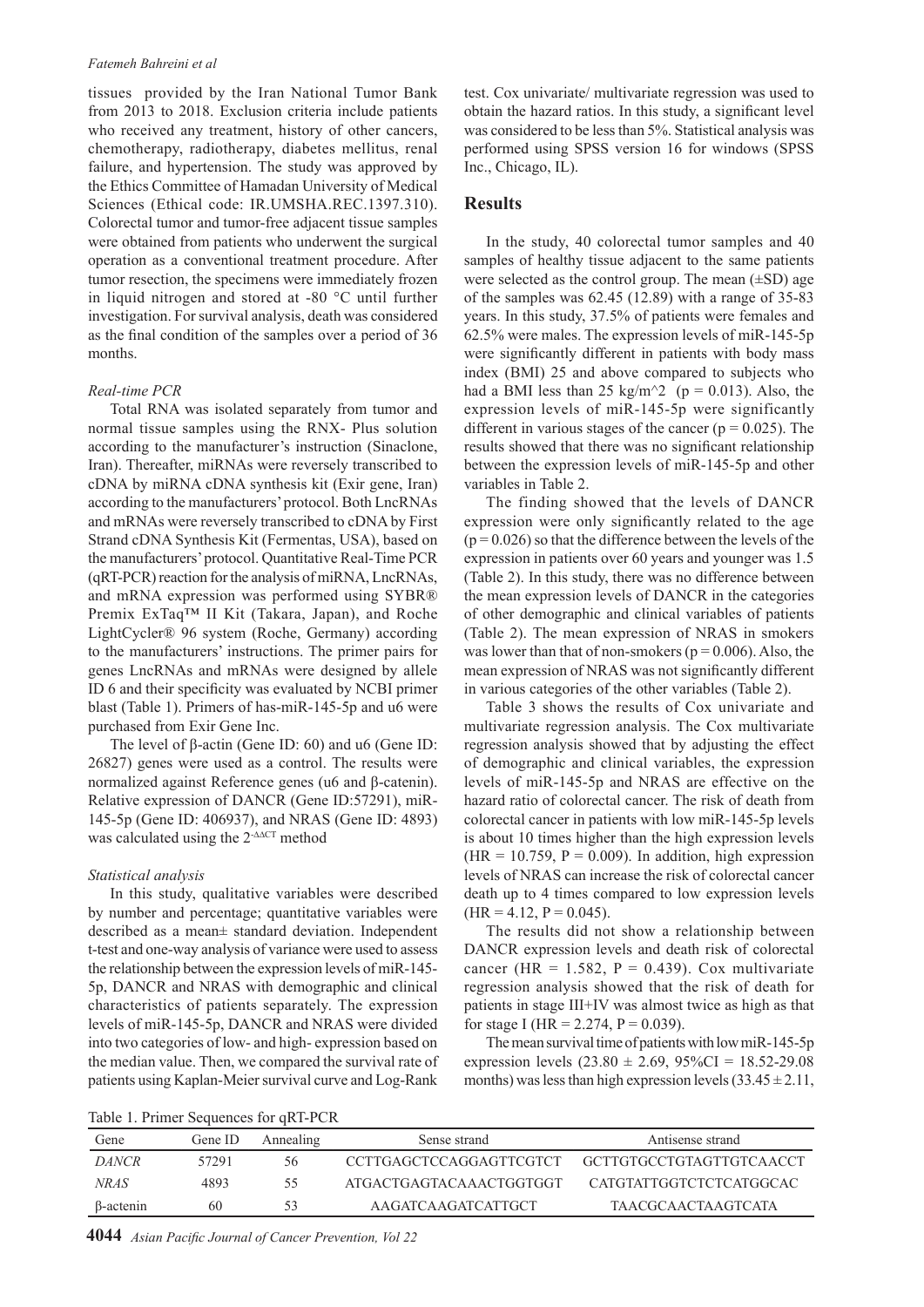tissues provided by the Iran National Tumor Bank from 2013 to 2018. Exclusion criteria include patients who received any treatment, history of other cancers, chemotherapy, radiotherapy, diabetes mellitus, renal failure, and hypertension. The study was approved by the Ethics Committee of Hamadan University of Medical Sciences (Ethical code: IR.UMSHA.REC.1397.310). Colorectal tumor and tumor-free adjacent tissue samples were obtained from patients who underwent the surgical operation as a conventional treatment procedure. After tumor resection, the specimens were immediately frozen in liquid nitrogen and stored at -80 °C until further investigation. For survival analysis, death was considered as the final condition of the samples over a period of 36 months.

*Real-time PCR*

Total RNA was isolated separately from tumor and normal tissue samples using the RNX- Plus solution according to the manufacturer's instruction (Sinaclone, Iran). Thereafter, miRNAs were reversely transcribed to cDNA by miRNA cDNA synthesis kit (Exir gene, Iran) according to the manufacturers' protocol. Both LncRNAs and mRNAs were reversely transcribed to cDNA by First Strand cDNA Synthesis Kit (Fermentas, USA), based on the manufacturers' protocol. Quantitative Real-Time PCR (qRT-PCR) reaction for the analysis of miRNA, LncRNAs, and mRNA expression was performed using SYBR® Premix ExTaq™ II Kit (Takara, Japan), and Roche LightCycler® 96 system (Roche, Germany) according to the manufacturers' instructions. The primer pairs for genes LncRNAs and mRNAs were designed by allele ID 6 and their specificity was evaluated by NCBI primer blast (Table 1). Primers of has-miR-145-5p and u6 were purchased from Exir Gene Inc.

The level of β-actin (Gene ID: 60) and u6 (Gene ID: 26827) genes were used as a control. The results were normalized against Reference genes (u6 and β-catenin). Relative expression of DANCR (Gene ID:57291), miR-145-5p (Gene ID: 406937), and NRAS (Gene ID: 4893) was calculated using the $2^{-\Delta\Delta CT}$ method

*Statistical analysis*

In this study, qualitative variables were described by number and percentage; quantitative variables were described as a mean± standard deviation. Independent t-test and one-way analysis of variance were used to assess the relationship between the expression levels of miR-145-5p, DANCR and NRAS with demographic and clinical characteristics of patients separately. The expression levels of miR-145-5p, DANCR and NRAS were divided into two categories of low- and high- expression based on the median value. Then, we compared the survival rate of patients using Kaplan-Meier survival curve and Log-Rank test. Cox univariate/ multivariate regression was used to obtain the hazard ratios. In this study, a significant level was considered to be less than 5%. Statistical analysis was performed using SPSS version 16 for windows (SPSS Inc., Chicago, IL).

## Results

In the study, 40 colorectal tumor samples and 40 samples of healthy tissue adjacent to the same patients were selected as the control group. The mean (±SD) age of the samples was 62.45 (12.89) with a range of 35-83 years. In this study, 37.5% of patients were females and 62.5% were males. The expression levels of miR-145-5p were significantly different in patients with body mass index (BMI) 25 and above compared to subjects who had a BMI less than 25 kg/m^2 ($p = 0.013$). Also, the expression levels of miR-145-5p were significantly different in various stages of the cancer ($p = 0.025$). The results showed that there was no significant relationship between the expression levels of miR-145-5p and other variables in Table 2.

The finding showed that the levels of DANCR expression were only significantly related to the age ($p = 0.026$) so that the difference between the levels of the expression in patients over 60 years and younger was 1.5 (Table 2). In this study, there was no difference between the mean expression levels of DANCR in the categories of other demographic and clinical variables of patients (Table 2). The mean expression of NRAS in smokers was lower than that of non-smokers ($p = 0.006$). Also, the mean expression of NRAS was not significantly different in various categories of the other variables (Table 2).

Table 3 shows the results of Cox univariate and multivariate regression analysis. The Cox multivariate regression analysis showed that by adjusting the effect of demographic and clinical variables, the expression levels of miR-145-5p and NRAS are effective on the hazard ratio of colorectal cancer. The risk of death from colorectal cancer in patients with low miR-145-5p levels is about 10 times higher than the high expression levels (HR = 10.759, P = 0.009). In addition, high expression levels of NRAS can increase the risk of colorectal cancer death up to 4 times compared to low expression levels (HR = 4.12, P = 0.045).

The results did not show a relationship between DANCR expression levels and death risk of colorectal cancer (HR = 1.582, P = 0.439). Cox multivariate regression analysis showed that the risk of death for patients in stage III+IV was almost twice as high as that for stage I (HR = 2.274, P = 0.039).

The mean survival time of patients with low miR-145-5p expression levels (23.80 ± 2.69, 95%CI = 18.52-29.08 months) was less than high expression levels (33.45 ± 2.11,

Table 1. Primer Sequences for qRT-PCR

| Gene | Gene ID | Annealing | Sense strand | Antisense strand |
|---|---|---|---|---|
| *DANCR* | 57291 | 56 | CCTTGAGCTCCAGGAGTTCGTCT | GCTTGTGCCTGTAGTTGTCAACCT |
| *NRAS* | 4893 | 55 | ATGACTGAGTACAAACTGGTGGT | CATGTATTGGTCTCTCATGGCAC |
| β-actenin | 60 | 53 | AAGATCAAGATCATTGCT | TAACGCAACTAAGTCATA |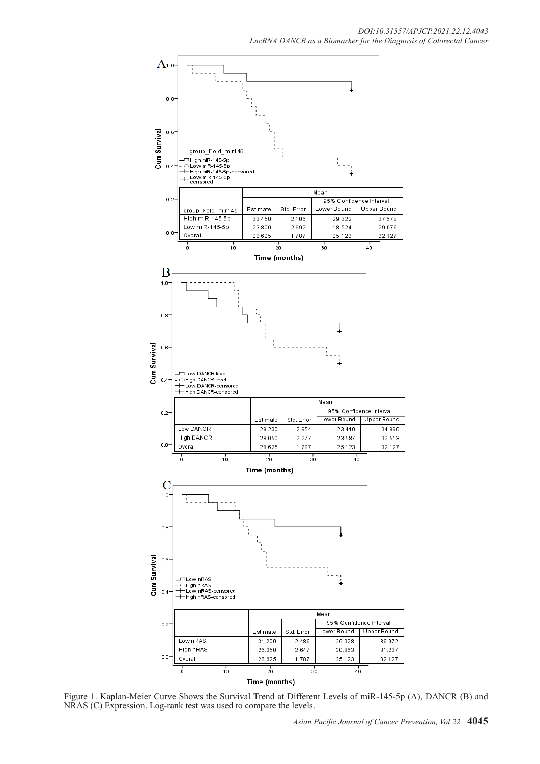| group_Fold_mir145 | Mean | | | |
|---|---|---|---|---|
| | Estimate | Std. Error | 95% Confidence Interval | |
| | | | Lower Bound | Upper Bound |
| High miR-145-5p | 33.450 | 2.106 | 29.322 | 37.578 |
| Low miR-145-5p | 23.800 | 2.692 | 18.524 | 29.076 |
| Overall | 28.625 | 1.787 | 25.123 | 32.127 |

| | Mean | | | |
|---|---|---|---|---|
| | Estimate | Std. Error | 95% Confidence Interval | |
| | | | Lower Bound | Upper Bound |
| Low DANCR | 29.200 | 2.954 | 23.410 | 34.990 |
| High DANCR | 28.050 | 2.277 | 23.587 | 32.513 |
| Overall | 28.625 | 1.787 | 25.123 | 32.127 |

| | Mean | | | |
|---|---|---|---|---|
| | Estimate | Std. Error | 95% Confidence Interval | |
| | | | Lower Bound | Upper Bound |
| Low nRAS | 31.200 | 2.486 | 26.328 | 36.072 |
| High nRAS | 26.050 | 2.647 | 20.863 | 31.237 |
| Overall | 28.625 | 1.787 | 25.123 | 32.127 |

Figure 1. Kaplan-Meier Curve Shows the Survival Trend at Different Levels of miR-145-5p (A), DANCR (B) and NRAS (C) Expression. Log-rank test was used to compare the levels.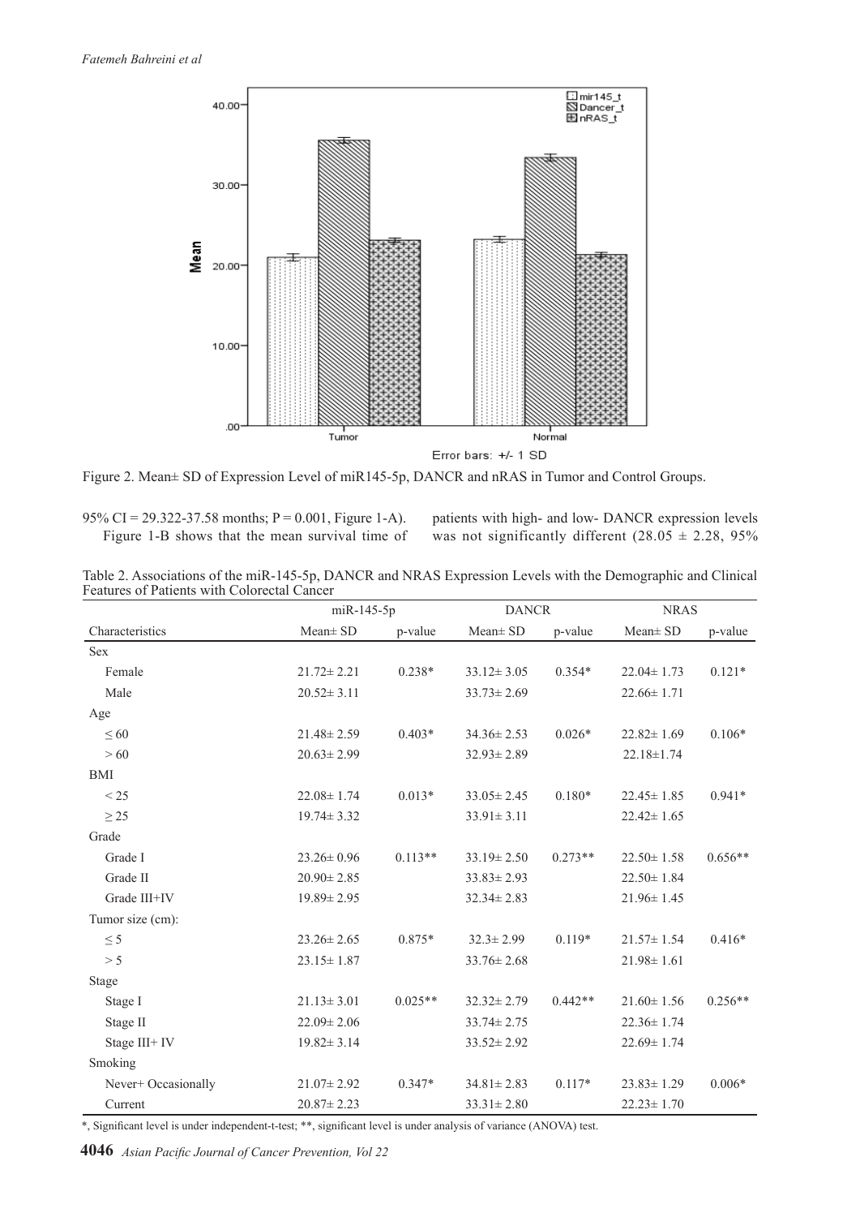Figure 2. Mean± SD of Expression Level of miR145-5p, DANCR and nRAS in Tumor and Control Groups.

95% CI = 29.322-37.58 months; P = 0.001, Figure 1-A).

Figure 1-B shows that the mean survival time of patients with high- and low- DANCR expression levels was not significantly different (28.05 ± 2.28, 95%

Table 2. Associations of the miR-145-5p, DANCR and NRAS Expression Levels with the Demographic and Clinical Features of Patients with Colorectal Cancer

| | miR-145-5p | | DANCR | | NRAS | |
|---|---|---|---|---|---|---|
| Characteristics | Mean± SD | p-value | Mean± SD | p-value | Mean± SD | p-value |
| Sex | | | | | | |
| Female | 21.72± 2.21 | 0.238* | 33.12± 3.05 | 0.354* | 22.04± 1.73 | 0.121* |
| Male | 20.52± 3.11 | | 33.73± 2.69 | | 22.66± 1.71 | |
| Age | | | | | | |
| ≤ 60 | 21.48± 2.59 | 0.403* | 34.36± 2.53 | 0.026* | 22.82± 1.69 | 0.106* |
| > 60 | 20.63± 2.99 | | 32.93± 2.89 | | 22.18±1.74 | |
| BMI | | | | | | |
| < 25 | 22.08± 1.74 | 0.013* | 33.05± 2.45 | 0.180* | 22.45± 1.85 | 0.941* |
| ≥ 25 | 19.74± 3.32 | | 33.91± 3.11 | | 22.42± 1.65 | |
| Grade | | | | | | |
| Grade I | 23.26± 0.96 | 0.113** | 33.19± 2.50 | 0.273** | 22.50± 1.58 | 0.656** |
| Grade II | 20.90± 2.85 | | 33.83± 2.93 | | 22.50± 1.84 | |
| Grade III+IV | 19.89± 2.95 | | 32.34± 2.83 | | 21.96± 1.45 | |
| Tumor size (cm): | | | | | | |
| ≤ 5 | 23.26± 2.65 | 0.875* | 32.3± 2.99 | 0.119* | 21.57± 1.54 | 0.416* |
| > 5 | 23.15± 1.87 | | 33.76± 2.68 | | 21.98± 1.61 | |
| Stage | | | | | | |
| Stage I | 21.13± 3.01 | 0.025** | 32.32± 2.79 | 0.442** | 21.60± 1.56 | 0.256** |
| Stage II | 22.09± 2.06 | | 33.74± 2.75 | | 22.36± 1.74 | |
| Stage III+ IV | 19.82± 3.14 | | 33.52± 2.92 | | 22.69± 1.74 | |
| Smoking | | | | | | |
| Never+ Occasionally | 21.07± 2.92 | 0.347* | 34.81± 2.83 | 0.117* | 23.83± 1.29 | 0.006* |
| Current | 20.87± 2.23 | | 33.31± 2.80 | | 22.23± 1.70 | |

*, Significant level is under independent-t-test; **, significant level is under analysis of variance (ANOVA) test.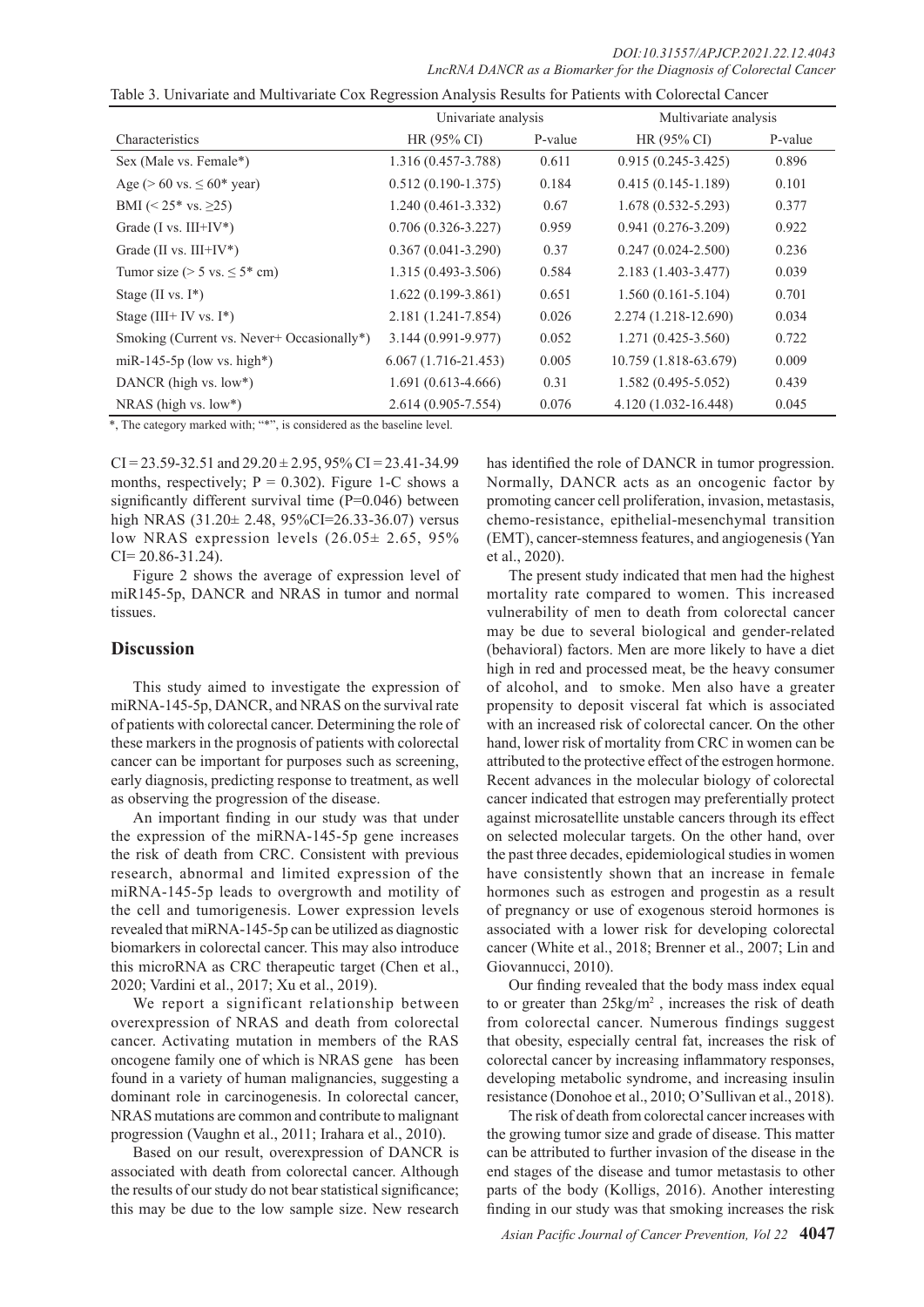Table 3. Univariate and Multivariate Cox Regression Analysis Results for Patients with Colorectal Cancer

| | Univariate analysis | | Multivariate analysis | |
|---|---|---|---|---|
| Characteristics | HR (95% CI) | P-value | HR (95% CI) | P-value |
| Sex (Male vs. Female*) | 1.316 (0.457-3.788) | 0.611 | 0.915 (0.245-3.425) | 0.896 |
| Age (> 60 vs. ≤ 60* year) | 0.512 (0.190-1.375) | 0.184 | 0.415 (0.145-1.189) | 0.101 |
| BMI (< 25* vs. ≥25) | 1.240 (0.461-3.332) | 0.67 | 1.678 (0.532-5.293) | 0.377 |
| Grade (I vs. III+IV*) | 0.706 (0.326-3.227) | 0.959 | 0.941 (0.276-3.209) | 0.922 |
| Grade (II vs. III+IV*) | 0.367 (0.041-3.290) | 0.37 | 0.247 (0.024-2.500) | 0.236 |
| Tumor size (> 5 vs. ≤ 5* cm) | 1.315 (0.493-3.506) | 0.584 | 2.183 (1.403-3.477) | 0.039 |
| Stage (II vs. I*) | 1.622 (0.199-3.861) | 0.651 | 1.560 (0.161-5.104) | 0.701 |
| Stage (III+ IV vs. I*) | 2.181 (1.241-7.854) | 0.026 | 2.274 (1.218-12.690) | 0.034 |
| Smoking (Current vs. Never+ Occasionally*) | 3.144 (0.991-9.977) | 0.052 | 1.271 (0.425-3.560) | 0.722 |
| miR-145-5p (low vs. high*) | 6.067 (1.716-21.453) | 0.005 | 10.759 (1.818-63.679) | 0.009 |
| DANCR (high vs. low*) | 1.691 (0.613-4.666) | 0.31 | 1.582 (0.495-5.052) | 0.439 |
| NRAS (high vs. low*) | 2.614 (0.905-7.554) | 0.076 | 4.120 (1.032-16.448) | 0.045 |

*, The category marked with; "*", is considered as the baseline level.

CI = 23.59-32.51 and 29.20 ± 2.95, 95% CI = 23.41-34.99 months, respectively; P = 0.302). Figure 1-C shows a significantly different survival time (P=0.046) between high NRAS (31.20± 2.48, 95%CI=26.33-36.07) versus low NRAS expression levels (26.05± 2.65, 95% CI= 20.86-31.24).

Figure 2 shows the average of expression level of miR145-5p, DANCR and NRAS in tumor and normal tissues.

## Discussion

This study aimed to investigate the expression of miRNA-145-5p, DANCR, and NRAS on the survival rate of patients with colorectal cancer. Determining the role of these markers in the prognosis of patients with colorectal cancer can be important for purposes such as screening, early diagnosis, predicting response to treatment, as well as observing the progression of the disease.

An important finding in our study was that under the expression of the miRNA-145-5p gene increases the risk of death from CRC. Consistent with previous research, abnormal and limited expression of the miRNA-145-5p leads to overgrowth and motility of the cell and tumorigenesis. Lower expression levels revealed that miRNA-145-5p can be utilized as diagnostic biomarkers in colorectal cancer. This may also introduce this microRNA as CRC therapeutic target (Chen et al., 2020; Vardini et al., 2017; Xu et al., 2019).

We report a significant relationship between overexpression of NRAS and death from colorectal cancer. Activating mutation in members of the RAS oncogene family one of which is NRAS gene has been found in a variety of human malignancies, suggesting a dominant role in carcinogenesis. In colorectal cancer, NRAS mutations are common and contribute to malignant progression (Vaughn et al., 2011; Irahara et al., 2010).

Based on our result, overexpression of DANCR is associated with death from colorectal cancer. Although the results of our study do not bear statistical significance; this may be due to the low sample size. New research has identified the role of DANCR in tumor progression. Normally, DANCR acts as an oncogenic factor by promoting cancer cell proliferation, invasion, metastasis, chemo-resistance, epithelial-mesenchymal transition (EMT), cancer-stemness features, and angiogenesis (Yan et al., 2020).

The present study indicated that men had the highest mortality rate compared to women. This increased vulnerability of men to death from colorectal cancer may be due to several biological and gender-related (behavioral) factors. Men are more likely to have a diet high in red and processed meat, be the heavy consumer of alcohol, and to smoke. Men also have a greater propensity to deposit visceral fat which is associated with an increased risk of colorectal cancer. On the other hand, lower risk of mortality from CRC in women can be attributed to the protective effect of the estrogen hormone. Recent advances in the molecular biology of colorectal cancer indicated that estrogen may preferentially protect against microsatellite unstable cancers through its effect on selected molecular targets. On the other hand, over the past three decades, epidemiological studies in women have consistently shown that an increase in female hormones such as estrogen and progestin as a result of pregnancy or use of exogenous steroid hormones is associated with a lower risk for developing colorectal cancer (White et al., 2018; Brenner et al., 2007; Lin and Giovannucci, 2010).

Our finding revealed that the body mass index equal to or greater than 25kg/m$^2$, increases the risk of death from colorectal cancer. Numerous findings suggest that obesity, especially central fat, increases the risk of colorectal cancer by increasing inflammatory responses, developing metabolic syndrome, and increasing insulin resistance (Donohoe et al., 2010; O'Sullivan et al., 2018).

The risk of death from colorectal cancer increases with the growing tumor size and grade of disease. This matter can be attributed to further invasion of the disease in the end stages of the disease and tumor metastasis to other parts of the body (Kolligs, 2016). Another interesting finding in our study was that smoking increases the risk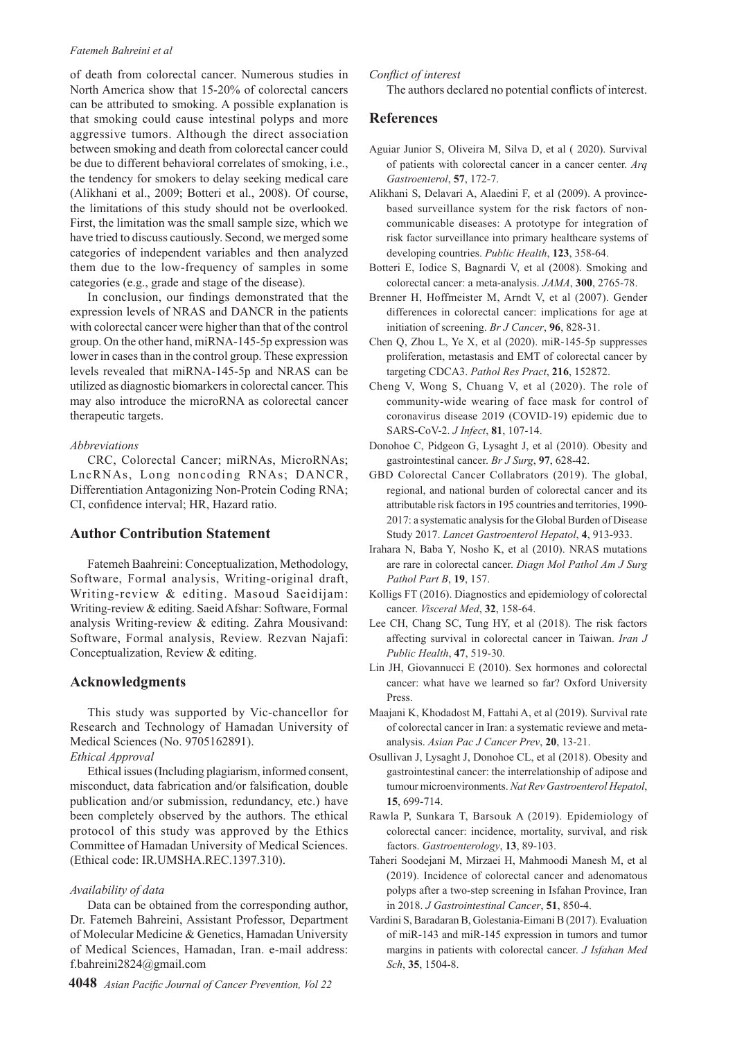of death from colorectal cancer. Numerous studies in North America show that 15-20% of colorectal cancers can be attributed to smoking. A possible explanation is that smoking could cause intestinal polyps and more aggressive tumors. Although the direct association between smoking and death from colorectal cancer could be due to different behavioral correlates of smoking, i.e., the tendency for smokers to delay seeking medical care (Alikhani et al., 2009; Botteri et al., 2008). Of course, the limitations of this study should not be overlooked. First, the limitation was the small sample size, which we have tried to discuss cautiously. Second, we merged some categories of independent variables and then analyzed them due to the low-frequency of samples in some categories (e.g., grade and stage of the disease).

In conclusion, our findings demonstrated that the expression levels of NRAS and DANCR in the patients with colorectal cancer were higher than that of the control group. On the other hand, miRNA-145-5p expression was lower in cases than in the control group. These expression levels revealed that miRNA-145-5p and NRAS can be utilized as diagnostic biomarkers in colorectal cancer. This may also introduce the microRNA as colorectal cancer therapeutic targets.

*Abbreviations*

CRC, Colorectal Cancer; miRNAs, MicroRNAs; LncRNAs, Long noncoding RNAs; DANCR, Differentiation Antagonizing Non-Protein Coding RNA; CI, confidence interval; HR, Hazard ratio.

## Author Contribution Statement

Fatemeh Baahreini: Conceptualization, Methodology, Software, Formal analysis, Writing-original draft, Writing-review & editing. Masoud Saeidijam: Writing-review & editing. Saeid Afshar: Software, Formal analysis Writing-review & editing. Zahra Mousivand: Software, Formal analysis, Review. Rezvan Najafi: Conceptualization, Review & editing.

## Acknowledgments

This study was supported by Vic-chancellor for Research and Technology of Hamadan University of Medical Sciences (No. 9705162891).

*Ethical Approval*

Ethical issues (Including plagiarism, informed consent, misconduct, data fabrication and/or falsification, double publication and/or submission, redundancy, etc.) have been completely observed by the authors. The ethical protocol of this study was approved by the Ethics Committee of Hamadan University of Medical Sciences. (Ethical code: IR.UMSHA.REC.1397.310).

*Availability of data*

Data can be obtained from the corresponding author, Dr. Fatemeh Bahreini, Assistant Professor, Department of Molecular Medicine & Genetics, Hamadan University of Medical Sciences, Hamadan, Iran. e-mail address: f.bahreini2824@gmail.com

*Conflict of interest*

The authors declared no potential conflicts of interest.

## References

Aguiar Junior S, Oliveira M, Silva D, et al ( 2020). Survival of patients with colorectal cancer in a cancer center. *Arq Gastroenterol*, **57**, 172-7.

Alikhani S, Delavari A, Alaedini F, et al (2009). A province-based surveillance system for the risk factors of non-communicable diseases: A prototype for integration of risk factor surveillance into primary healthcare systems of developing countries. *Public Health*, **123**, 358-64.

Botteri E, Iodice S, Bagnardi V, et al (2008). Smoking and colorectal cancer: a meta-analysis. *JAMA*, **300**, 2765-78.

Brenner H, Hoffmeister M, Arndt V, et al (2007). Gender differences in colorectal cancer: implications for age at initiation of screening. *Br J Cancer*, **96**, 828-31.

Chen Q, Zhou L, Ye X, et al (2020). miR-145-5p suppresses proliferation, metastasis and EMT of colorectal cancer by targeting CDCA3. *Pathol Res Pract*, **216**, 152872.

Cheng V, Wong S, Chuang V, et al (2020). The role of community-wide wearing of face mask for control of coronavirus disease 2019 (COVID-19) epidemic due to SARS-CoV-2. *J Infect*, **81**, 107-14.

Donohoe C, Pidgeon G, Lysaght J, et al (2010). Obesity and gastrointestinal cancer. *Br J Surg*, **97**, 628-42.

GBD Colorectal Cancer Collabrators (2019). The global, regional, and national burden of colorectal cancer and its attributable risk factors in 195 countries and territories, 1990-2017: a systematic analysis for the Global Burden of Disease Study 2017. *Lancet Gastroenterol Hepatol*, **4**, 913-933.

Irahara N, Baba Y, Nosho K, et al (2010). NRAS mutations are rare in colorectal cancer. *Diagn Mol Pathol Am J Surg Pathol Part B*, **19**, 157.

Kolligs FT (2016). Diagnostics and epidemiology of colorectal cancer. *Visceral Med*, **32**, 158-64.

Lee CH, Chang SC, Tung HY, et al (2018). The risk factors affecting survival in colorectal cancer in Taiwan. *Iran J Public Health*, **47**, 519-30.

Lin JH, Giovannucci E (2010). Sex hormones and colorectal cancer: what have we learned so far? Oxford University Press.

Maajani K, Khodadost M, Fattahi A, et al (2019). Survival rate of colorectal cancer in Iran: a systematic reviewe and meta-analysis. *Asian Pac J Cancer Prev*, **20**, 13-21.

Osullivan J, Lysaght J, Donohoe CL, et al (2018). Obesity and gastrointestinal cancer: the interrelationship of adipose and tumour microenvironments. *Nat Rev Gastroenterol Hepatol*, **15**, 699-714.

Rawla P, Sunkara T, Barsouk A (2019). Epidemiology of colorectal cancer: incidence, mortality, survival, and risk factors. *Gastroenterology*, **13**, 89-103.

Taheri Soodejani M, Mirzaei H, Mahmoodi Manesh M, et al (2019). Incidence of colorectal cancer and adenomatous polyps after a two-step screening in Isfahan Province, Iran in 2018. *J Gastrointestinal Cancer*, **51**, 850-4.

Vardini S, Baradaran B, Golestania-Eimani B (2017). Evaluation of miR-143 and miR-145 expression in tumors and tumor margins in patients with colorectal cancer. *J Isfahan Med Sch*, **35**, 1504-8.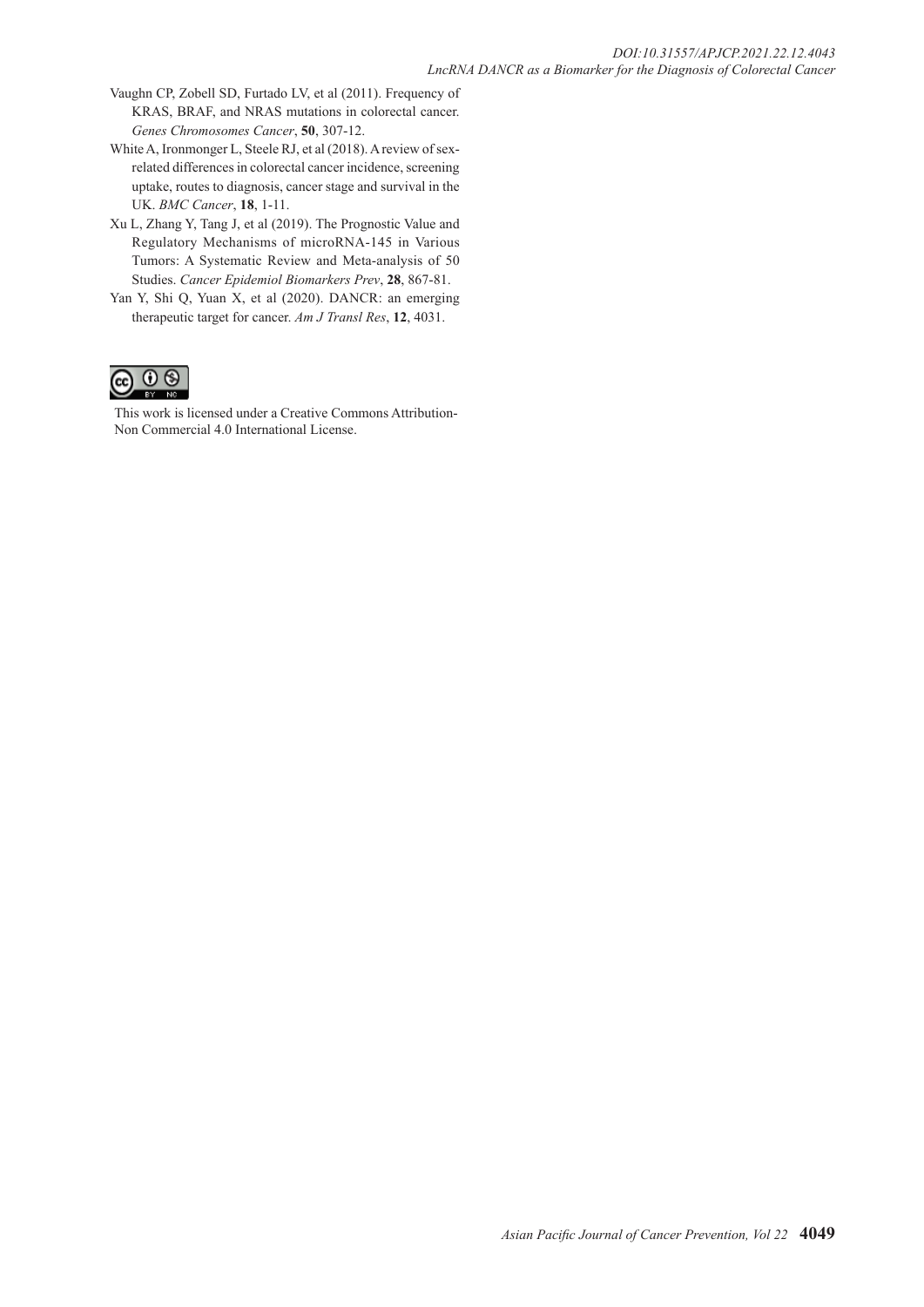Vaughn CP, Zobell SD, Furtado LV, et al (2011). Frequency of KRAS, BRAF, and NRAS mutations in colorectal cancer. *Genes Chromosomes Cancer*, **50**, 307-12.

White A, Ironmonger L, Steele RJ, et al (2018). A review of sex-related differences in colorectal cancer incidence, screening uptake, routes to diagnosis, cancer stage and survival in the UK. *BMC Cancer*, **18**, 1-11.

Xu L, Zhang Y, Tang J, et al (2019). The Prognostic Value and Regulatory Mechanisms of microRNA-145 in Various Tumors: A Systematic Review and Meta-analysis of 50 Studies. *Cancer Epidemiol Biomarkers Prev*, **28**, 867-81.

Yan Y, Shi Q, Yuan X, et al (2020). DANCR: an emerging therapeutic target for cancer. *Am J Transl Res*, **12**, 4031.

This work is licensed under a Creative Commons Attribution-Non Commercial 4.0 International License.